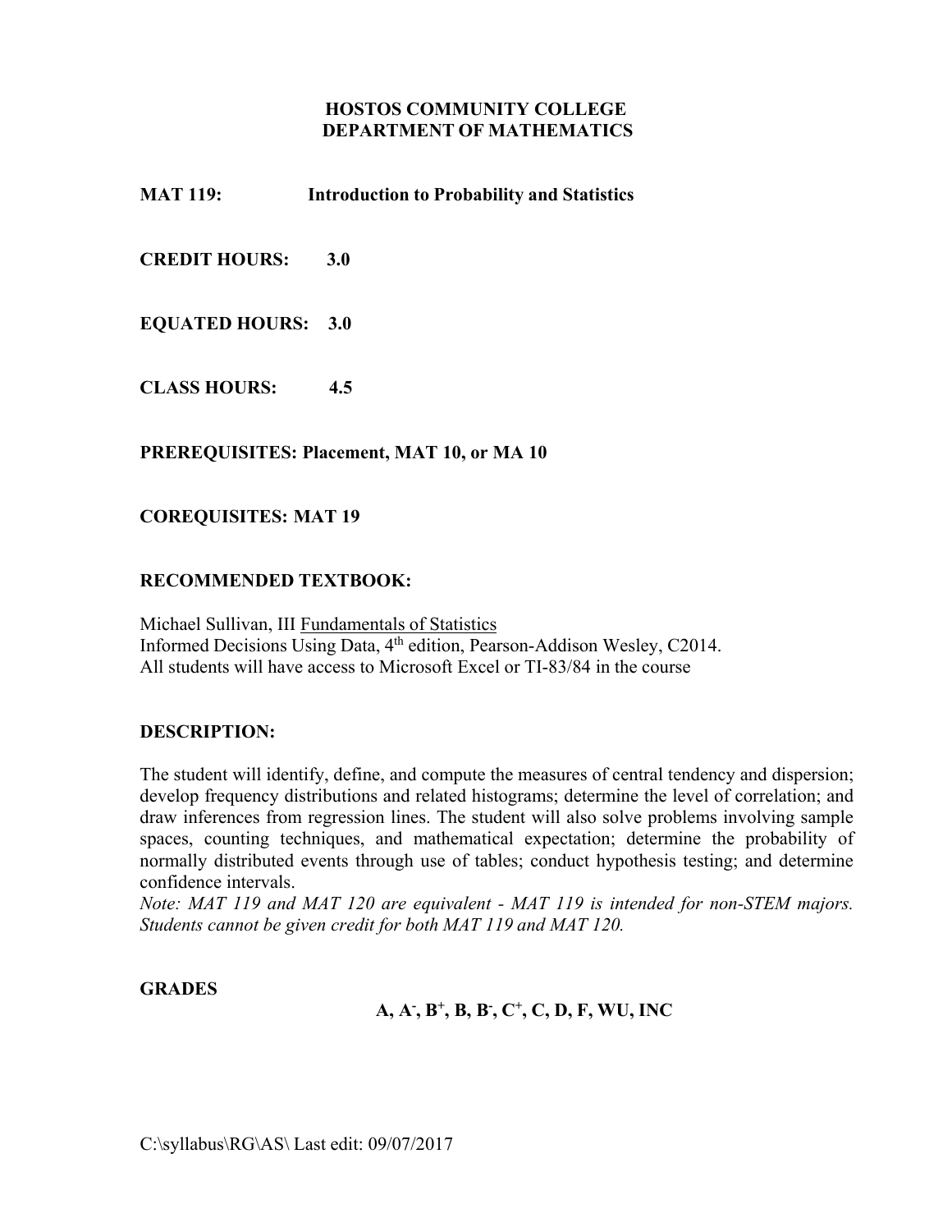# HOSTOS COMMUNITY COLLEGE
# DEPARTMENT OF MATHEMATICS

**MAT 119:** **Introduction to Probability and Statistics**

**CREDIT HOURS:** **3.0**

**EQUATED HOURS:** **3.0**

**CLASS HOURS:** **4.5**

**PREREQUISITES: Placement, MAT 10, or MA 10**

**COREQUISITES: MAT 19**

**RECOMMENDED TEXTBOOK:**

Michael Sullivan, III Fundamentals of Statistics
Informed Decisions Using Data, 4th edition, Pearson-Addison Wesley, C2014.
All students will have access to Microsoft Excel or TI-83/84 in the course

**DESCRIPTION:**

The student will identify, define, and compute the measures of central tendency and dispersion; develop frequency distributions and related histograms; determine the level of correlation; and draw inferences from regression lines. The student will also solve problems involving sample spaces, counting techniques, and mathematical expectation; determine the probability of normally distributed events through use of tables; conduct hypothesis testing; and determine confidence intervals.
*Note: MAT 119 and MAT 120 are equivalent - MAT 119 is intended for non-STEM majors. Students cannot be given credit for both MAT 119 and MAT 120.*

**GRADES**

**A, A-, B+, B, B-, C+, C, D, F, WU, INC**

C:\syllabus\RG\AS\ Last edit: 09/07/2017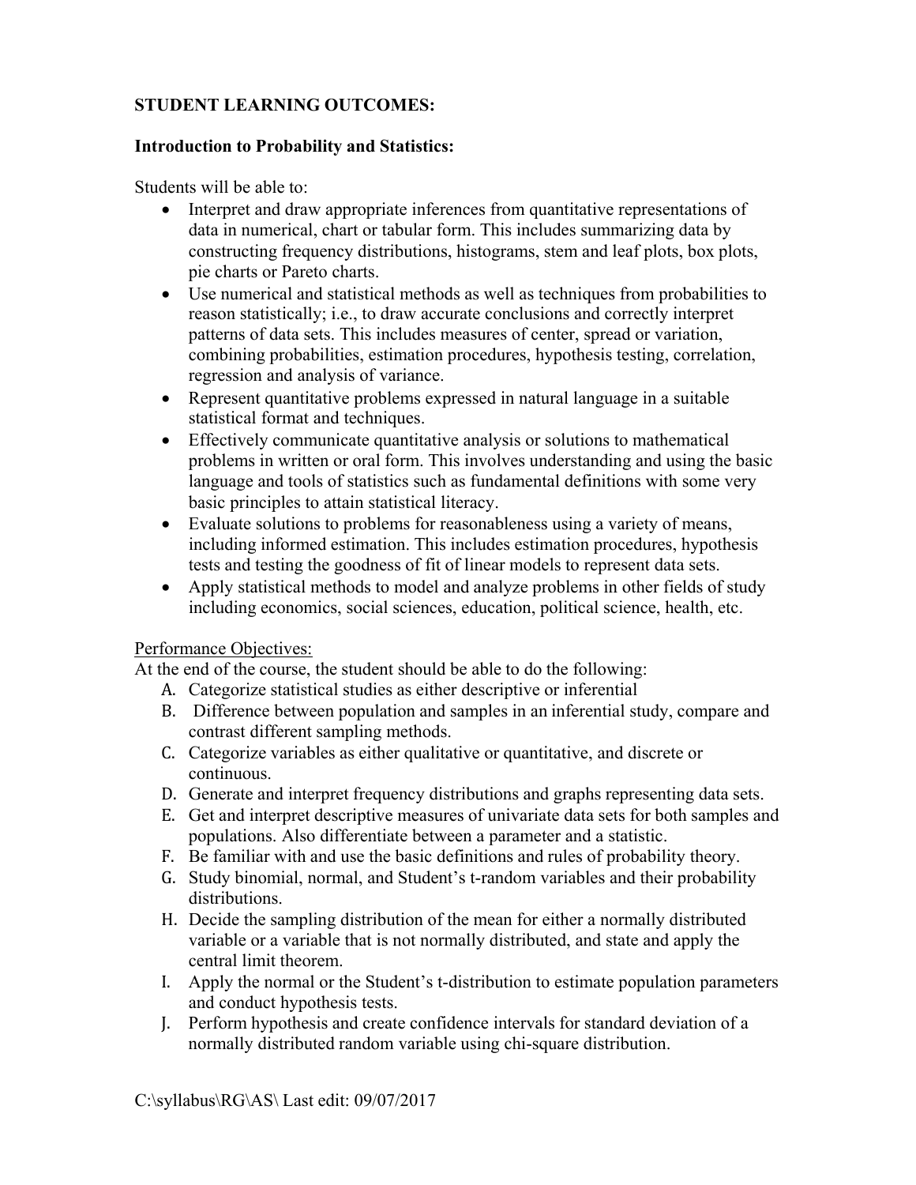**STUDENT LEARNING OUTCOMES:**

**Introduction to Probability and Statistics:**

Students will be able to:

- Interpret and draw appropriate inferences from quantitative representations of data in numerical, chart or tabular form. This includes summarizing data by constructing frequency distributions, histograms, stem and leaf plots, box plots, pie charts or Pareto charts.
- Use numerical and statistical methods as well as techniques from probabilities to reason statistically; i.e., to draw accurate conclusions and correctly interpret patterns of data sets. This includes measures of center, spread or variation, combining probabilities, estimation procedures, hypothesis testing, correlation, regression and analysis of variance.
- Represent quantitative problems expressed in natural language in a suitable statistical format and techniques.
- Effectively communicate quantitative analysis or solutions to mathematical problems in written or oral form. This involves understanding and using the basic language and tools of statistics such as fundamental definitions with some very basic principles to attain statistical literacy.
- Evaluate solutions to problems for reasonableness using a variety of means, including informed estimation. This includes estimation procedures, hypothesis tests and testing the goodness of fit of linear models to represent data sets.
- Apply statistical methods to model and analyze problems in other fields of study including economics, social sciences, education, political science, health, etc.

Performance Objectives:

At the end of the course, the student should be able to do the following:

A. Categorize statistical studies as either descriptive or inferential
B. Difference between population and samples in an inferential study, compare and contrast different sampling methods.
C. Categorize variables as either qualitative or quantitative, and discrete or continuous.
D. Generate and interpret frequency distributions and graphs representing data sets.
E. Get and interpret descriptive measures of univariate data sets for both samples and populations. Also differentiate between a parameter and a statistic.
F. Be familiar with and use the basic definitions and rules of probability theory.
G. Study binomial, normal, and Student's t-random variables and their probability distributions.
H. Decide the sampling distribution of the mean for either a normally distributed variable or a variable that is not normally distributed, and state and apply the central limit theorem.
I. Apply the normal or the Student's t-distribution to estimate population parameters and conduct hypothesis tests.
J. Perform hypothesis and create confidence intervals for standard deviation of a normally distributed random variable using chi-square distribution.

C:\syllabus\RG\AS\ Last edit: 09/07/2017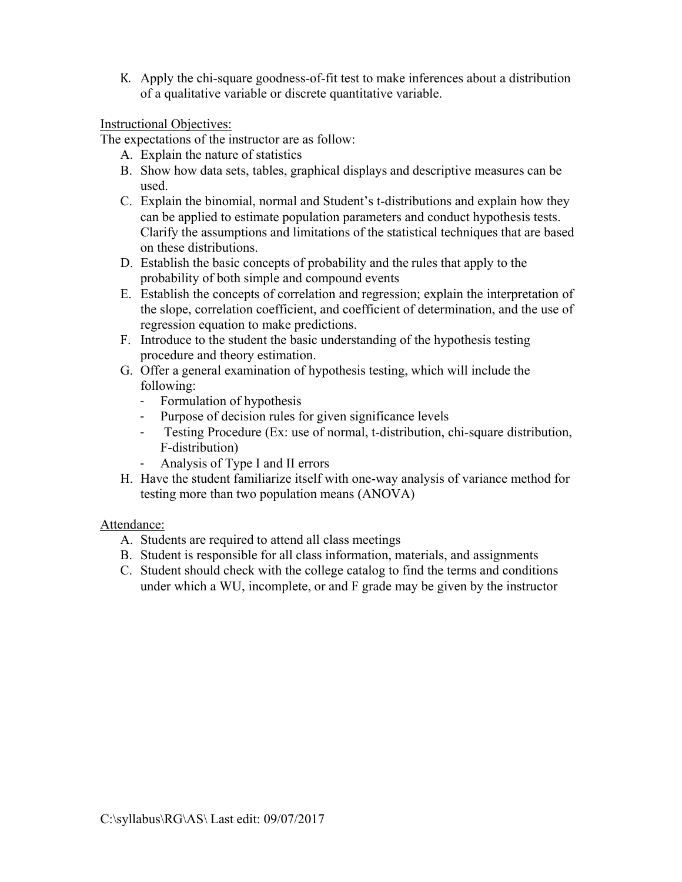K. Apply the chi-square goodness-of-fit test to make inferences about a distribution of a qualitative variable or discrete quantitative variable.

Instructional Objectives:

The expectations of the instructor are as follow:

A. Explain the nature of statistics
B. Show how data sets, tables, graphical displays and descriptive measures can be used.
C. Explain the binomial, normal and Student's t-distributions and explain how they can be applied to estimate population parameters and conduct hypothesis tests. Clarify the assumptions and limitations of the statistical techniques that are based on these distributions.
D. Establish the basic concepts of probability and the rules that apply to the probability of both simple and compound events
E. Establish the concepts of correlation and regression; explain the interpretation of the slope, correlation coefficient, and coefficient of determination, and the use of regression equation to make predictions.
F. Introduce to the student the basic understanding of the hypothesis testing procedure and theory estimation.
G. Offer a general examination of hypothesis testing, which will include the following:
   - Formulation of hypothesis
   - Purpose of decision rules for given significance levels
   - Testing Procedure (Ex: use of normal, t-distribution, chi-square distribution, F-distribution)
   - Analysis of Type I and II errors
H. Have the student familiarize itself with one-way analysis of variance method for testing more than two population means (ANOVA)

Attendance:

A. Students are required to attend all class meetings
B. Student is responsible for all class information, materials, and assignments
C. Student should check with the college catalog to find the terms and conditions under which a WU, incomplete, or and F grade may be given by the instructor

C:\syllabus\RG\AS\ Last edit: 09/07/2017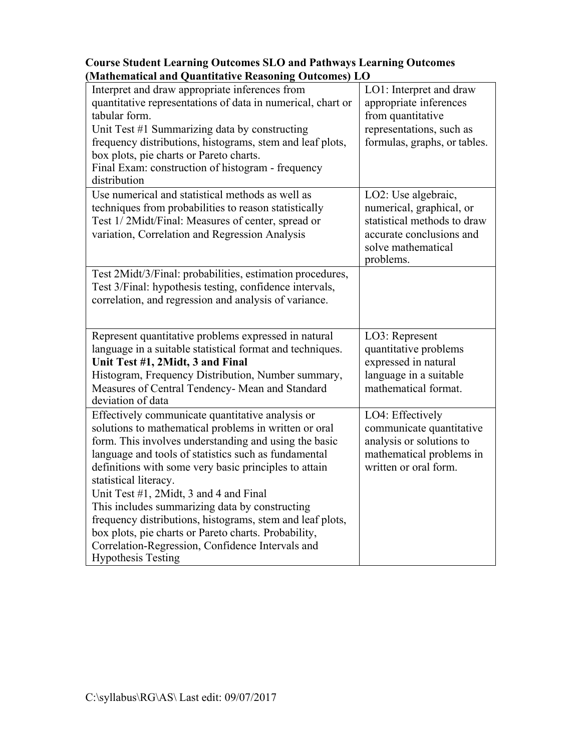**Course Student Learning Outcomes SLO and Pathways Learning Outcomes (Mathematical and Quantitative Reasoning Outcomes) LO**

| | |
|---|---|
| Interpret and draw appropriate inferences from quantitative representations of data in numerical, chart or tabular form.<br>Unit Test #1 Summarizing data by constructing frequency distributions, histograms, stem and leaf plots, box plots, pie charts or Pareto charts.<br>Final Exam: construction of histogram - frequency distribution | LO1: Interpret and draw appropriate inferences from quantitative representations, such as formulas, graphs, or tables. |
| Use numerical and statistical methods as well as techniques from probabilities to reason statistically<br>Test 1/ 2Midt/Final: Measures of center, spread or variation, Correlation and Regression Analysis | LO2: Use algebraic, numerical, graphical, or statistical methods to draw accurate conclusions and solve mathematical problems. |
| Test 2Midt/3/Final: probabilities, estimation procedures,<br>Test 3/Final: hypothesis testing, confidence intervals, correlation, and regression and analysis of variance. | |
| Represent quantitative problems expressed in natural language in a suitable statistical format and techniques.<br>**Unit Test #1, 2Midt, 3 and Final**<br>Histogram, Frequency Distribution, Number summary, Measures of Central Tendency- Mean and Standard deviation of data | LO3: Represent quantitative problems expressed in natural language in a suitable mathematical format. |
| Effectively communicate quantitative analysis or solutions to mathematical problems in written or oral form. This involves understanding and using the basic language and tools of statistics such as fundamental definitions with some very basic principles to attain statistical literacy.<br>Unit Test #1, 2Midt, 3 and 4 and Final<br>This includes summarizing data by constructing frequency distributions, histograms, stem and leaf plots, box plots, pie charts or Pareto charts. Probability, Correlation-Regression, Confidence Intervals and Hypothesis Testing | LO4: Effectively communicate quantitative analysis or solutions to mathematical problems in written or oral form. |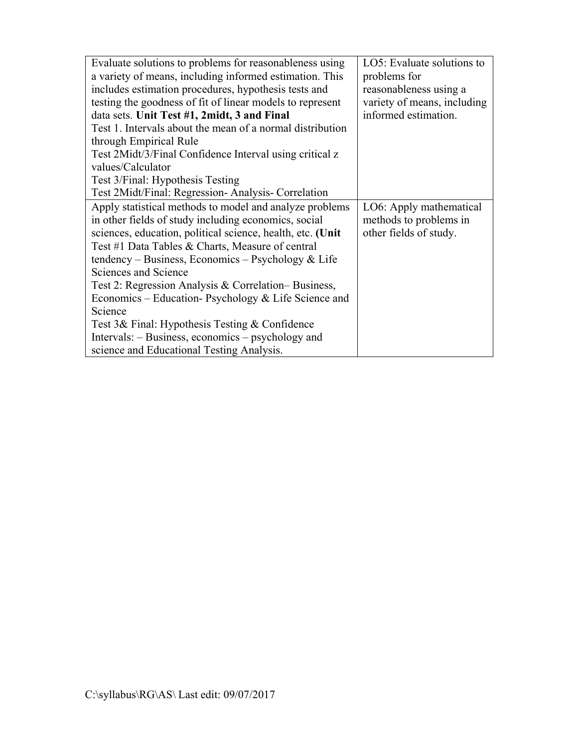| | |
|---|---|
| Evaluate solutions to problems for reasonableness using a variety of means, including informed estimation. This includes estimation procedures, hypothesis tests and testing the goodness of fit of linear models to represent data sets. **Unit Test #1, 2midt, 3 and Final**<br>Test 1. Intervals about the mean of a normal distribution through Empirical Rule<br>Test 2Midt/3/Final Confidence Interval using critical z values/Calculator<br>Test 3/Final: Hypothesis Testing<br>Test 2Midt/Final: Regression- Analysis- Correlation | LO5: Evaluate solutions to problems for reasonableness using a variety of means, including informed estimation. |
| Apply statistical methods to model and analyze problems in other fields of study including economics, social sciences, education, political science, health, etc. **(Unit** Test #1 Data Tables & Charts, Measure of central tendency – Business, Economics – Psychology & Life Sciences and Science<br>Test 2: Regression Analysis & Correlation– Business, Economics – Education- Psychology & Life Science and Science<br>Test 3& Final: Hypothesis Testing & Confidence Intervals: – Business, economics – psychology and science and Educational Testing Analysis. | LO6: Apply mathematical methods to problems in other fields of study. |

C:\syllabus\RG\AS\ Last edit: 09/07/2017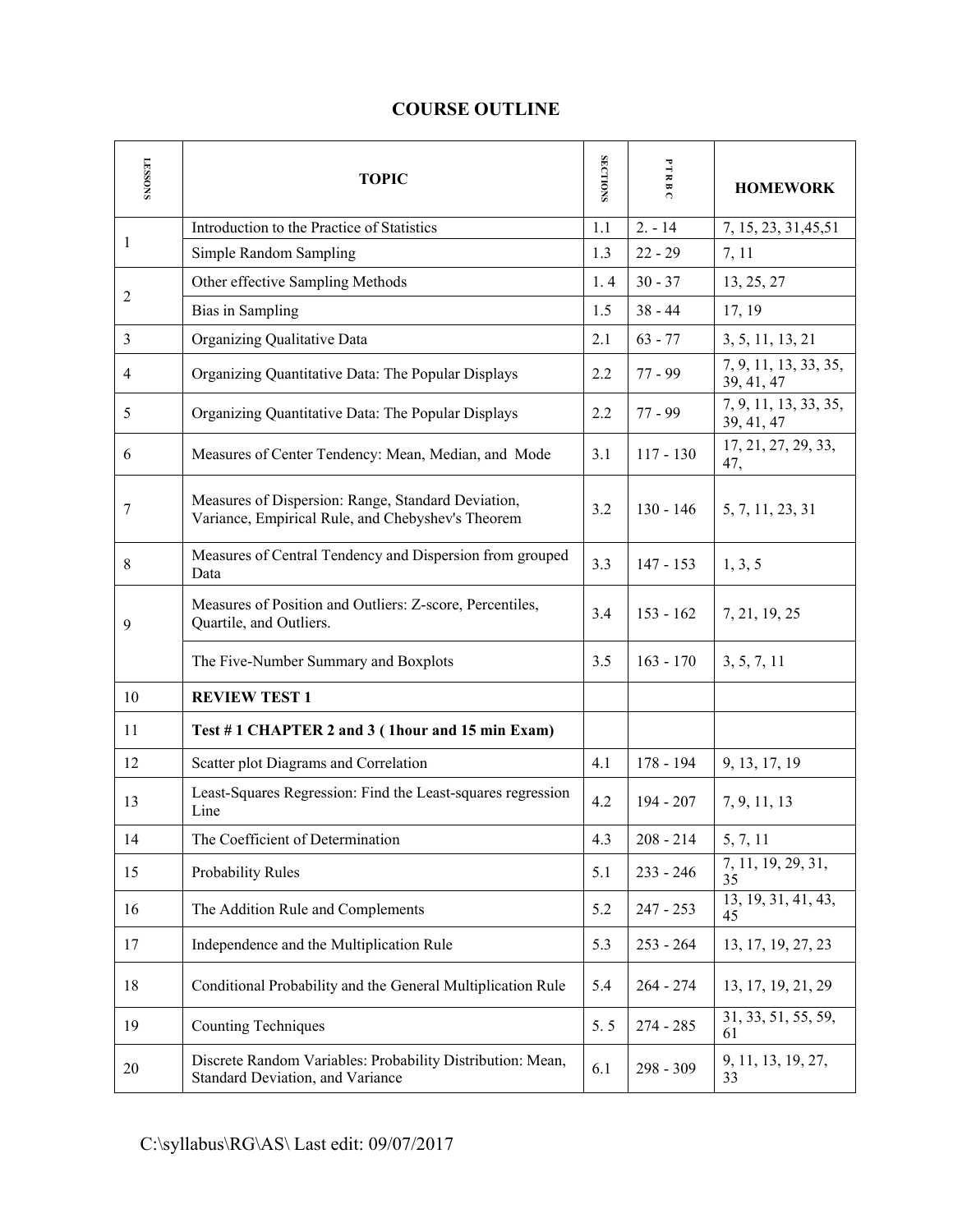# COURSE OUTLINE

| LESSONS | TOPIC | SECTIONS | P T R B C | HOMEWORK |
|---|---|---|---|---|
| 1 | Introduction to the Practice of Statistics | 1.1 | 2. - 14 | 7, 15, 23, 31,45,51 |
| | Simple Random Sampling | 1.3 | 22 - 29 | 7, 11 |
| 2 | Other effective Sampling Methods | 1. 4 | 30 - 37 | 13, 25, 27 |
| | Bias in Sampling | 1.5 | 38 - 44 | 17, 19 |
| 3 | Organizing Qualitative Data | 2.1 | 63 - 77 | 3, 5, 11, 13, 21 |
| 4 | Organizing Quantitative Data: The Popular Displays | 2.2 | 77 - 99 | 7, 9, 11, 13, 33, 35, 39, 41, 47 |
| 5 | Organizing Quantitative Data: The Popular Displays | 2.2 | 77 - 99 | 7, 9, 11, 13, 33, 35, 39, 41, 47 |
| 6 | Measures of Center Tendency: Mean, Median, and Mode | 3.1 | 117 - 130 | 17, 21, 27, 29, 33, 47, |
| 7 | Measures of Dispersion: Range, Standard Deviation, Variance, Empirical Rule, and Chebyshev's Theorem | 3.2 | 130 - 146 | 5, 7, 11, 23, 31 |
| 8 | Measures of Central Tendency and Dispersion from grouped Data | 3.3 | 147 - 153 | 1, 3, 5 |
| 9 | Measures of Position and Outliers: Z-score, Percentiles, Quartile, and Outliers. | 3.4 | 153 - 162 | 7, 21, 19, 25 |
| | The Five-Number Summary and Boxplots | 3.5 | 163 - 170 | 3, 5, 7, 11 |
| 10 | **REVIEW TEST 1** | | | |
| 11 | **Test # 1 CHAPTER 2 and 3 ( 1hour and 15 min Exam)** | | | |
| 12 | Scatter plot Diagrams and Correlation | 4.1 | 178 - 194 | 9, 13, 17, 19 |
| 13 | Least-Squares Regression: Find the Least-squares regression Line | 4.2 | 194 - 207 | 7, 9, 11, 13 |
| 14 | The Coefficient of Determination | 4.3 | 208 - 214 | 5, 7, 11 |
| 15 | Probability Rules | 5.1 | 233 - 246 | 7, 11, 19, 29, 31, 35 |
| 16 | The Addition Rule and Complements | 5.2 | 247 - 253 | 13, 19, 31, 41, 43, 45 |
| 17 | Independence and the Multiplication Rule | 5.3 | 253 - 264 | 13, 17, 19, 27, 23 |
| 18 | Conditional Probability and the General Multiplication Rule | 5.4 | 264 - 274 | 13, 17, 19, 21, 29 |
| 19 | Counting Techniques | 5. 5 | 274 - 285 | 31, 33, 51, 55, 59, 61 |
| 20 | Discrete Random Variables: Probability Distribution: Mean, Standard Deviation, and Variance | 6.1 | 298 - 309 | 9, 11, 13, 19, 27, 33 |

C:\syllabus\RG\AS\ Last edit: 09/07/2017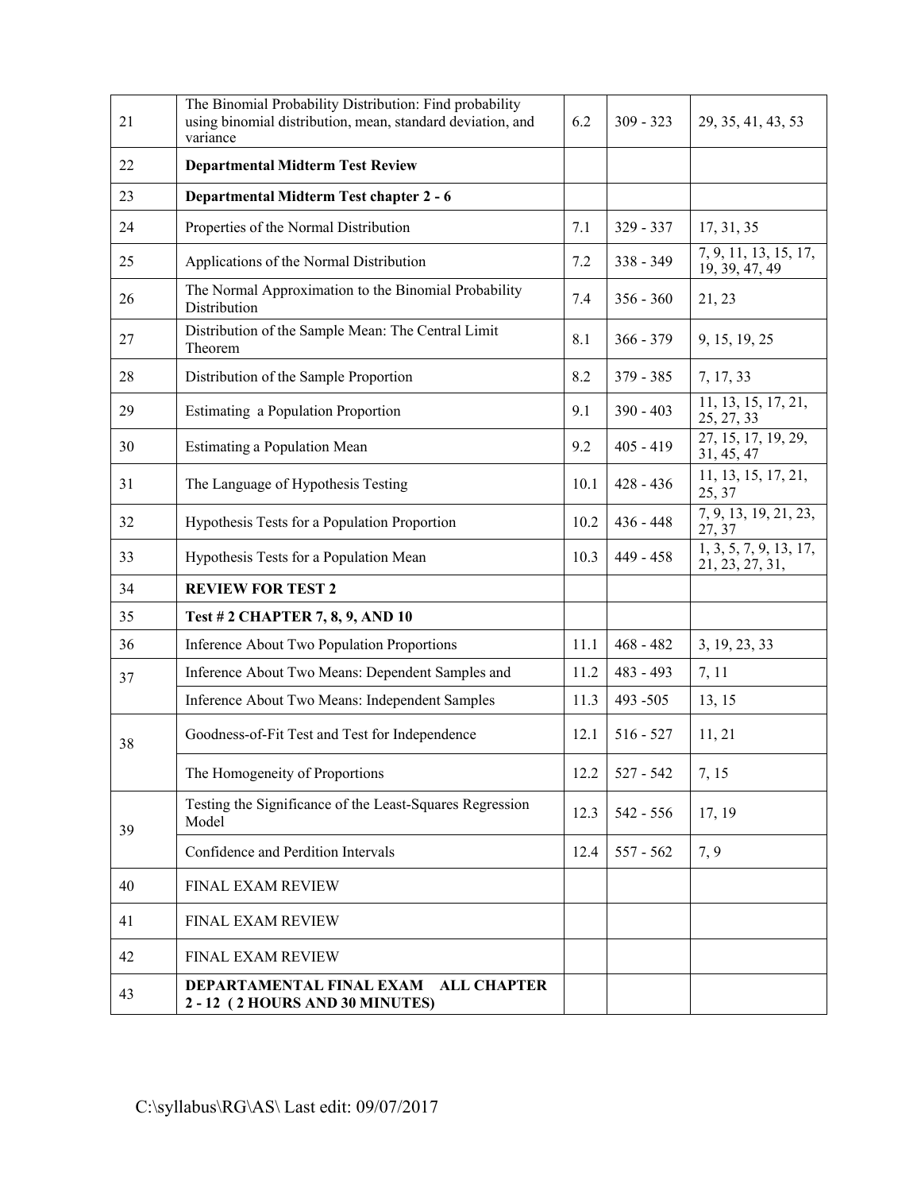| 21 | The Binomial Probability Distribution: Find probability using binomial distribution, mean, standard deviation, and variance | 6.2 | 309 - 323 | 29, 35, 41, 43, 53 |
|---|---|---|---|---|
| 22 | **Departmental Midterm Test Review** | | | |
| 23 | **Departmental Midterm Test chapter 2 - 6** | | | |
| 24 | Properties of the Normal Distribution | 7.1 | 329 - 337 | 17, 31, 35 |
| 25 | Applications of the Normal Distribution | 7.2 | 338 - 349 | 7, 9, 11, 13, 15, 17, 19, 39, 47, 49 |
| 26 | The Normal Approximation to the Binomial Probability Distribution | 7.4 | 356 - 360 | 21, 23 |
| 27 | Distribution of the Sample Mean: The Central Limit Theorem | 8.1 | 366 - 379 | 9, 15, 19, 25 |
| 28 | Distribution of the Sample Proportion | 8.2 | 379 - 385 | 7, 17, 33 |
| 29 | Estimating a Population Proportion | 9.1 | 390 - 403 | 11, 13, 15, 17, 21, 25, 27, 33 |
| 30 | Estimating a Population Mean | 9.2 | 405 - 419 | 27, 15, 17, 19, 29, 31, 45, 47 |
| 31 | The Language of Hypothesis Testing | 10.1 | 428 - 436 | 11, 13, 15, 17, 21, 25, 37 |
| 32 | Hypothesis Tests for a Population Proportion | 10.2 | 436 - 448 | 7, 9, 13, 19, 21, 23, 27, 37 |
| 33 | Hypothesis Tests for a Population Mean | 10.3 | 449 - 458 | 1, 3, 5, 7, 9, 13, 17, 21, 23, 27, 31, |
| 34 | **REVIEW FOR TEST 2** | | | |
| 35 | **Test # 2 CHAPTER 7, 8, 9, AND 10** | | | |
| 36 | Inference About Two Population Proportions | 11.1 | 468 - 482 | 3, 19, 23, 33 |
| 37 | Inference About Two Means: Dependent Samples and | 11.2 | 483 - 493 | 7, 11 |
| | Inference About Two Means: Independent Samples | 11.3 | 493 -505 | 13, 15 |
| 38 | Goodness-of-Fit Test and Test for Independence | 12.1 | 516 - 527 | 11, 21 |
| | The Homogeneity of Proportions | 12.2 | 527 - 542 | 7, 15 |
| 39 | Testing the Significance of the Least-Squares Regression Model | 12.3 | 542 - 556 | 17, 19 |
| | Confidence and Perdition Intervals | 12.4 | 557 - 562 | 7, 9 |
| 40 | FINAL EXAM REVIEW | | | |
| 41 | FINAL EXAM REVIEW | | | |
| 42 | FINAL EXAM REVIEW | | | |
| 43 | **DEPARTAMENTAL FINAL EXAM ALL CHAPTER 2 - 12 ( 2 HOURS AND 30 MINUTES)** | | | |

C:\syllabus\RG\AS\ Last edit: 09/07/2017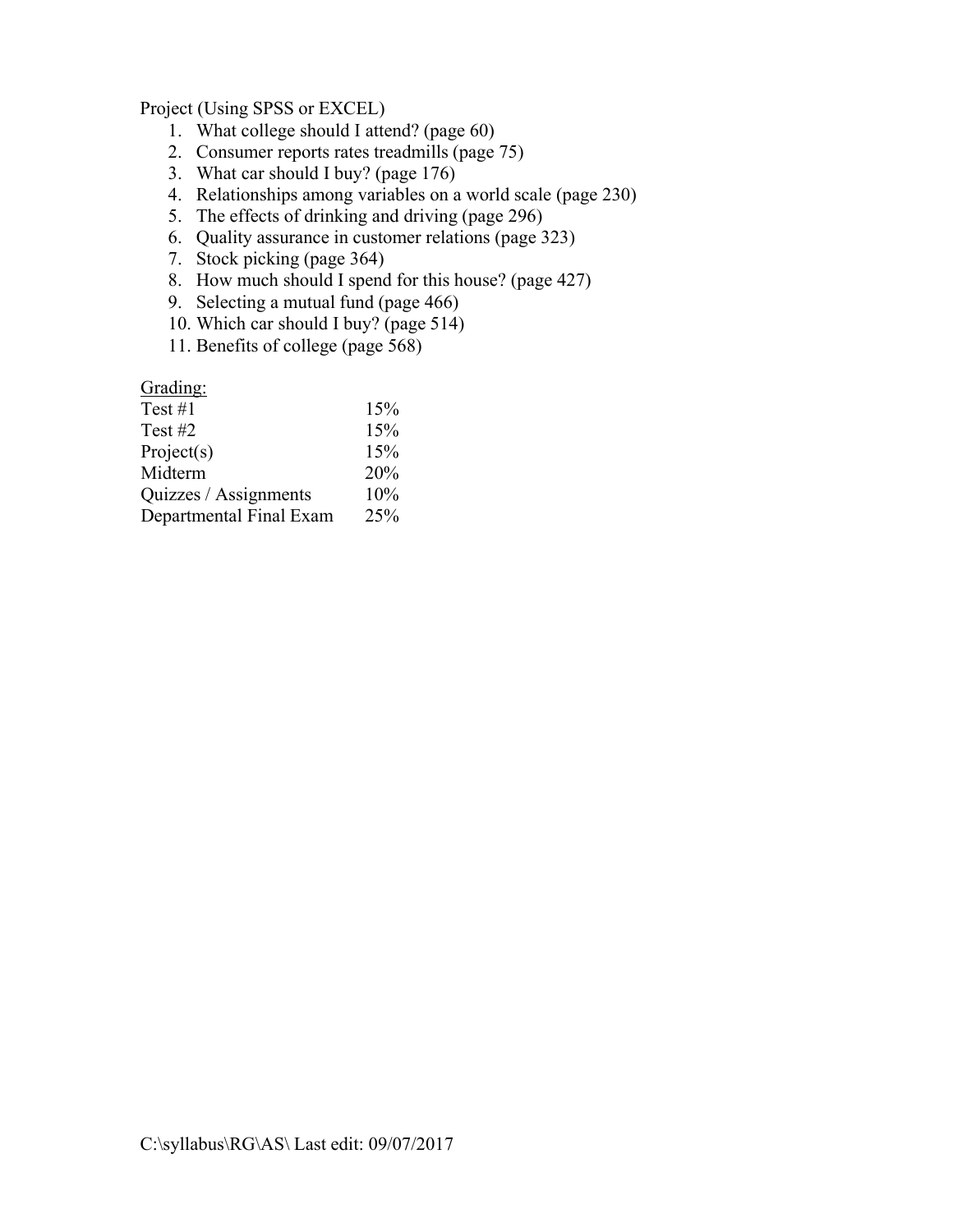Project (Using SPSS or EXCEL)

1. What college should I attend? (page 60)
2. Consumer reports rates treadmills (page 75)
3. What car should I buy? (page 176)
4. Relationships among variables on a world scale (page 230)
5. The effects of drinking and driving (page 296)
6. Quality assurance in customer relations (page 323)
7. Stock picking (page 364)
8. How much should I spend for this house? (page 427)
9. Selecting a mutual fund (page 466)
10. Which car should I buy? (page 514)
11. Benefits of college (page 568)

<u>Grading:</u>

| | |
|---|---|
| Test #1 | 15% |
| Test #2 | 15% |
| Project(s) | 15% |
| Midterm | 20% |
| Quizzes / Assignments | 10% |
| Departmental Final Exam | 25% |

C:\syllabus\RG\AS\ Last edit: 09/07/2017